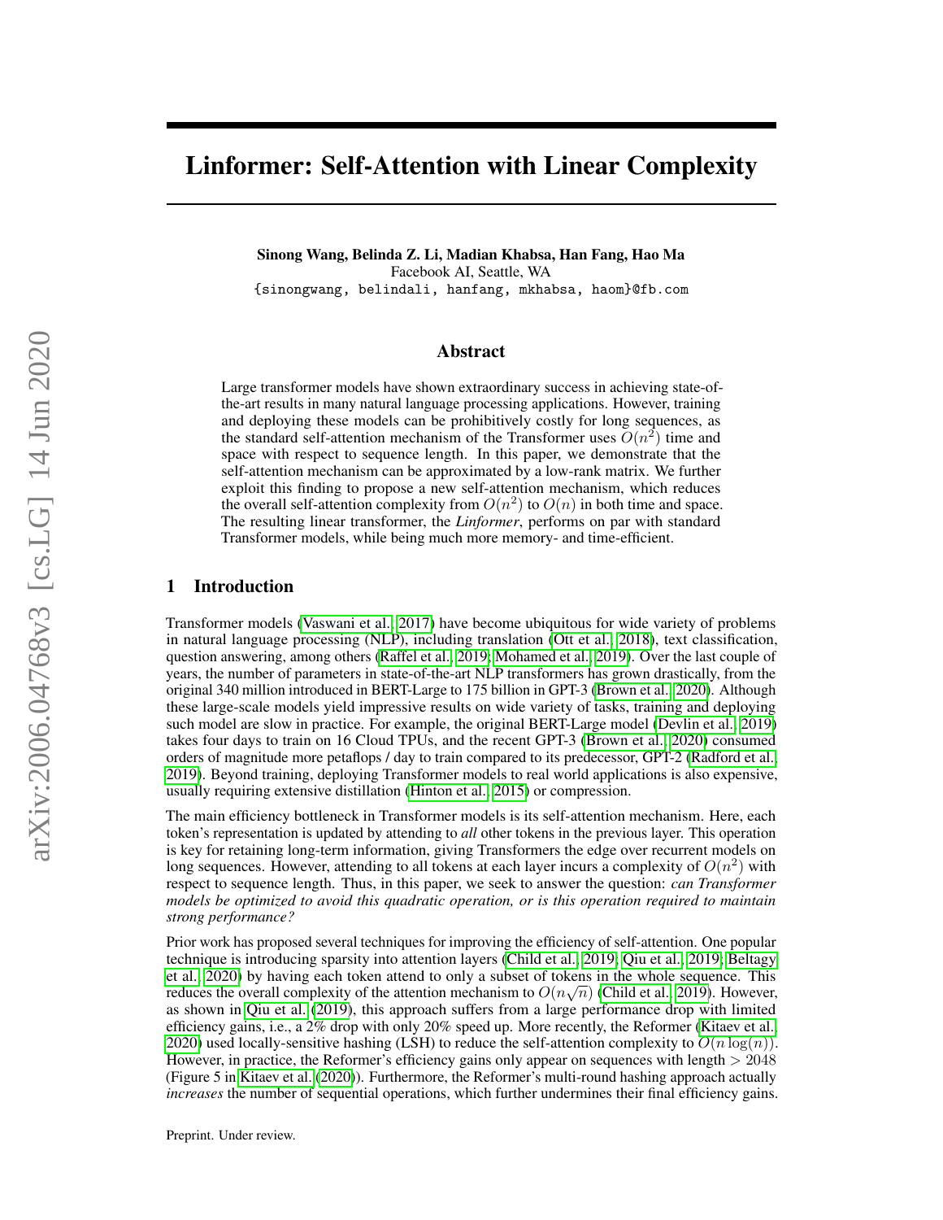# Linformer: Self-Attention with Linear Complexity

**Sinong Wang, Belinda Z. Li, Madian Khabsa, Han Fang, Hao Ma**
Facebook AI, Seattle, WA
{sinongwang, belindali, hanfang, mkhabsa, haom}@fb.com

## Abstract

Large transformer models have shown extraordinary success in achieving state-of-the-art results in many natural language processing applications. However, training and deploying these models can be prohibitively costly for long sequences, as the standard self-attention mechanism of the Transformer uses $O(n^2)$ time and space with respect to sequence length. In this paper, we demonstrate that the self-attention mechanism can be approximated by a low-rank matrix. We further exploit this finding to propose a new self-attention mechanism, which reduces the overall self-attention complexity from $O(n^2)$ to $O(n)$ in both time and space. The resulting linear transformer, the *Linformer*, performs on par with standard Transformer models, while being much more memory- and time-efficient.

## 1 Introduction

Transformer models (Vaswani et al., 2017) have become ubiquitous for wide variety of problems in natural language processing (NLP), including translation (Ott et al., 2018), text classification, question answering, among others (Raffel et al., 2019; Mohamed et al., 2019). Over the last couple of years, the number of parameters in state-of-the-art NLP transformers has grown drastically, from the original 340 million introduced in BERT-Large to 175 billion in GPT-3 (Brown et al., 2020). Although these large-scale models yield impressive results on wide variety of tasks, training and deploying such model are slow in practice. For example, the original BERT-Large model (Devlin et al., 2019) takes four days to train on 16 Cloud TPUs, and the recent GPT-3 (Brown et al., 2020) consumed orders of magnitude more petaflops / day to train compared to its predecessor, GPT-2 (Radford et al., 2019). Beyond training, deploying Transformer models to real world applications is also expensive, usually requiring extensive distillation (Hinton et al., 2015) or compression.

The main efficiency bottleneck in Transformer models is its self-attention mechanism. Here, each token's representation is updated by attending to *all* other tokens in the previous layer. This operation is key for retaining long-term information, giving Transformers the edge over recurrent models on long sequences. However, attending to all tokens at each layer incurs a complexity of $O(n^2)$ with respect to sequence length. Thus, in this paper, we seek to answer the question: *can Transformer models be optimized to avoid this quadratic operation, or is this operation required to maintain strong performance?*

Prior work has proposed several techniques for improving the efficiency of self-attention. One popular technique is introducing sparsity into attention layers (Child et al., 2019; Qiu et al., 2019; Beltagy et al., 2020) by having each token attend to only a subset of tokens in the whole sequence. This reduces the overall complexity of the attention mechanism to $O(n\sqrt{n})$ (Child et al., 2019). However, as shown in Qiu et al. (2019), this approach suffers from a large performance drop with limited efficiency gains, i.e., a 2% drop with only 20% speed up. More recently, the Reformer (Kitaev et al., 2020) used locally-sensitive hashing (LSH) to reduce the self-attention complexity to $O(n\log(n))$. However, in practice, the Reformer's efficiency gains only appear on sequences with length $> 2048$ (Figure 5 in Kitaev et al. (2020)). Furthermore, the Reformer's multi-round hashing approach actually *increases* the number of sequential operations, which further undermines their final efficiency gains.

Preprint. Under review.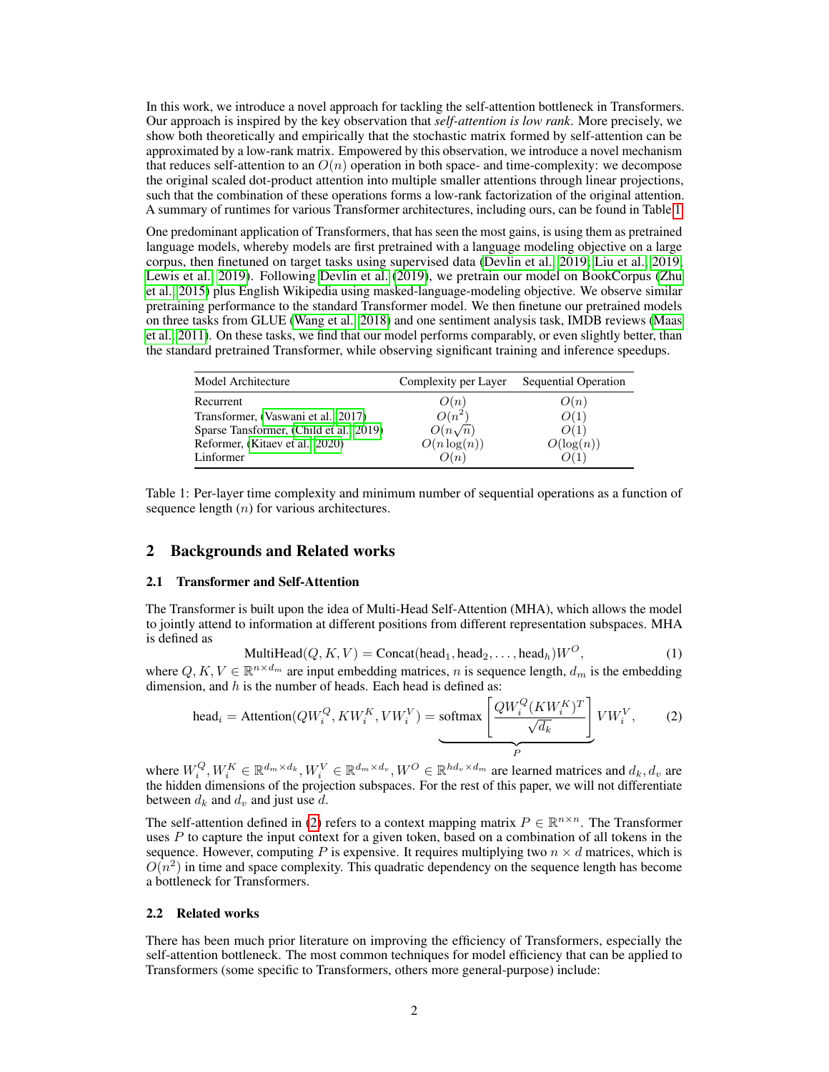In this work, we introduce a novel approach for tackling the self-attention bottleneck in Transformers. Our approach is inspired by the key observation that *self-attention is low rank*. More precisely, we show both theoretically and empirically that the stochastic matrix formed by self-attention can be approximated by a low-rank matrix. Empowered by this observation, we introduce a novel mechanism that reduces self-attention to an $O(n)$ operation in both space- and time-complexity: we decompose the original scaled dot-product attention into multiple smaller attentions through linear projections, such that the combination of these operations forms a low-rank factorization of the original attention. A summary of runtimes for various Transformer architectures, including ours, can be found in Table 1.

One predominant application of Transformers, that has seen the most gains, is using them as pretrained language models, whereby models are first pretrained with a language modeling objective on a large corpus, then finetuned on target tasks using supervised data (Devlin et al., 2019; Liu et al., 2019; Lewis et al., 2019). Following Devlin et al. (2019), we pretrain our model on BookCorpus (Zhu et al., 2015) plus English Wikipedia using masked-language-modeling objective. We observe similar pretraining performance to the standard Transformer model. We then finetune our pretrained models on three tasks from GLUE (Wang et al., 2018) and one sentiment analysis task, IMDB reviews (Maas et al., 2011). On these tasks, we find that our model performs comparably, or even slightly better, than the standard pretrained Transformer, while observing significant training and inference speedups.

| Model Architecture | Complexity per Layer | Sequential Operation |
|---|---|---|
| Recurrent | $O(n)$ | $O(n)$ |
| Transformer, (Vaswani et al., 2017) | $O(n^2)$ | $O(1)$ |
| Sparse Tansformer, (Child et al., 2019) | $O(n\sqrt{n})$ | $O(1)$ |
| Reformer, (Kitaev et al., 2020) | $O(n\log(n))$ | $O(\log(n))$ |
| Linformer | $O(n)$ | $O(1)$ |

Table 1: Per-layer time complexity and minimum number of sequential operations as a function of sequence length ($n$) for various architectures.

## 2 Backgrounds and Related works

### 2.1 Transformer and Self-Attention

The Transformer is built upon the idea of Multi-Head Self-Attention (MHA), which allows the model to jointly attend to information at different positions from different representation subspaces. MHA is defined as

$$\text{MultiHead}(Q, K, V) = \text{Concat}(\text{head}_1, \text{head}_2, \ldots, \text{head}_h)W^O, \tag{1}$$

where $Q, K, V \in \mathbb{R}^{n \times d_m}$ are input embedding matrices, $n$ is sequence length, $d_m$ is the embedding dimension, and $h$ is the number of heads. Each head is defined as:

$$\text{head}_i = \text{Attention}(QW_i^Q, KW_i^K, VW_i^V) = \underbrace{\text{softmax}\left[\frac{QW_i^Q(KW_i^K)^T}{\sqrt{d_k}}\right]}_{P} VW_i^V, \tag{2}$$

where $W_i^Q, W_i^K \in \mathbb{R}^{d_m \times d_k}, W_i^V \in \mathbb{R}^{d_m \times d_v}, W^O \in \mathbb{R}^{hd_v \times d_m}$ are learned matrices and $d_k, d_v$ are the hidden dimensions of the projection subspaces. For the rest of this paper, we will not differentiate between $d_k$ and $d_v$ and just use $d$.

The self-attention defined in (2) refers to a context mapping matrix $P \in \mathbb{R}^{n \times n}$. The Transformer uses $P$ to capture the input context for a given token, based on a combination of all tokens in the sequence. However, computing $P$ is expensive. It requires multiplying two $n \times d$ matrices, which is $O(n^2)$ in time and space complexity. This quadratic dependency on the sequence length has become a bottleneck for Transformers.

### 2.2 Related works

There has been much prior literature on improving the efficiency of Transformers, especially the self-attention bottleneck. The most common techniques for model efficiency that can be applied to Transformers (some specific to Transformers, others more general-purpose) include: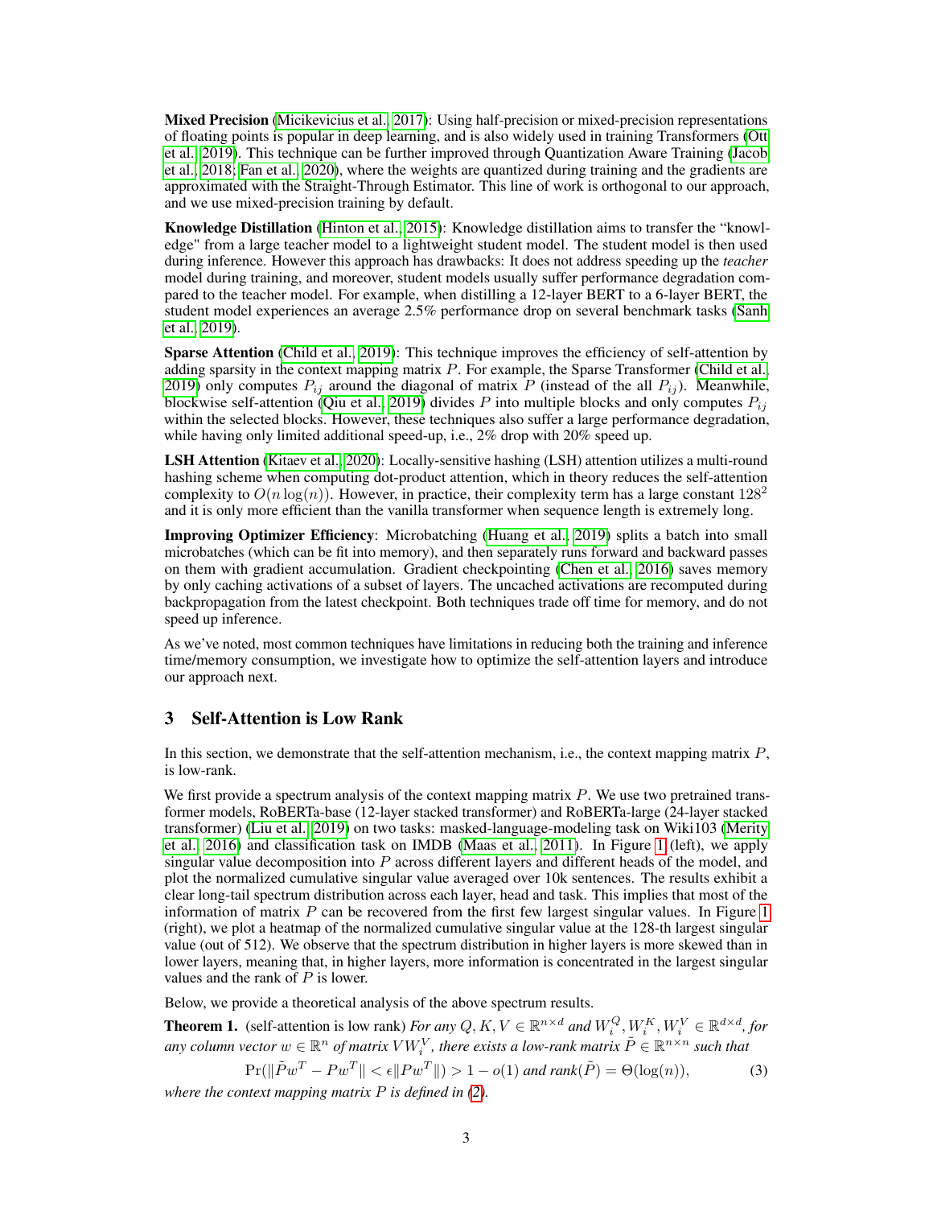**Mixed Precision** (Micikevicius et al., 2017): Using half-precision or mixed-precision representations of floating points is popular in deep learning, and is also widely used in training Transformers (Ott et al., 2019). This technique can be further improved through Quantization Aware Training (Jacob et al., 2018; Fan et al., 2020), where the weights are quantized during training and the gradients are approximated with the Straight-Through Estimator. This line of work is orthogonal to our approach, and we use mixed-precision training by default.

**Knowledge Distillation** (Hinton et al., 2015): Knowledge distillation aims to transfer the "knowledge" from a large teacher model to a lightweight student model. The student model is then used during inference. However this approach has drawbacks: It does not address speeding up the *teacher* model during training, and moreover, student models usually suffer performance degradation compared to the teacher model. For example, when distilling a 12-layer BERT to a 6-layer BERT, the student model experiences an average 2.5% performance drop on several benchmark tasks (Sanh et al., 2019).

**Sparse Attention** (Child et al., 2019): This technique improves the efficiency of self-attention by adding sparsity in the context mapping matrix $P$. For example, the Sparse Transformer (Child et al., 2019) only computes $P_{ij}$ around the diagonal of matrix $P$ (instead of the all $P_{ij}$). Meanwhile, blockwise self-attention (Qiu et al., 2019) divides $P$ into multiple blocks and only computes $P_{ij}$ within the selected blocks. However, these techniques also suffer a large performance degradation, while having only limited additional speed-up, i.e., 2% drop with 20% speed up.

**LSH Attention** (Kitaev et al., 2020): Locally-sensitive hashing (LSH) attention utilizes a multi-round hashing scheme when computing dot-product attention, which in theory reduces the self-attention complexity to $O(n \log(n))$. However, in practice, their complexity term has a large constant $128^2$ and it is only more efficient than the vanilla transformer when sequence length is extremely long.

**Improving Optimizer Efficiency**: Microbatching (Huang et al., 2019) splits a batch into small microbatches (which can be fit into memory), and then separately runs forward and backward passes on them with gradient accumulation. Gradient checkpointing (Chen et al., 2016) saves memory by only caching activations of a subset of layers. The uncached activations are recomputed during backpropagation from the latest checkpoint. Both techniques trade off time for memory, and do not speed up inference.

As we've noted, most common techniques have limitations in reducing both the training and inference time/memory consumption, we investigate how to optimize the self-attention layers and introduce our approach next.

## 3 Self-Attention is Low Rank

In this section, we demonstrate that the self-attention mechanism, i.e., the context mapping matrix $P$, is low-rank.

We first provide a spectrum analysis of the context mapping matrix $P$. We use two pretrained transformer models, RoBERTa-base (12-layer stacked transformer) and RoBERTa-large (24-layer stacked transformer) (Liu et al., 2019) on two tasks: masked-language-modeling task on Wiki103 (Merity et al., 2016) and classification task on IMDB (Maas et al., 2011). In Figure 1 (left), we apply singular value decomposition into $P$ across different layers and different heads of the model, and plot the normalized cumulative singular value averaged over 10k sentences. The results exhibit a clear long-tail spectrum distribution across each layer, head and task. This implies that most of the information of matrix $P$ can be recovered from the first few largest singular values. In Figure 1 (right), we plot a heatmap of the normalized cumulative singular value at the 128-th largest singular value (out of 512). We observe that the spectrum distribution in higher layers is more skewed than in lower layers, meaning that, in higher layers, more information is concentrated in the largest singular values and the rank of $P$ is lower.

Below, we provide a theoretical analysis of the above spectrum results.

**Theorem 1.** (self-attention is low rank) *For any $Q, K, V \in \mathbb{R}^{n \times d}$ and $W_i^Q, W_i^K, W_i^V \in \mathbb{R}^{d \times d}$, for any column vector $w \in \mathbb{R}^n$ of matrix $VW_i^V$, there exists a low-rank matrix $\tilde{P} \in \mathbb{R}^{n \times n}$ such that*

$$\Pr(\|\tilde{P}w^T - Pw^T\| < \epsilon \|Pw^T\|) > 1 - o(1) \text{ and } \mathrm{rank}(\tilde{P}) = \Theta(\log(n)), \tag{3}$$

*where the context mapping matrix $P$ is defined in (2).*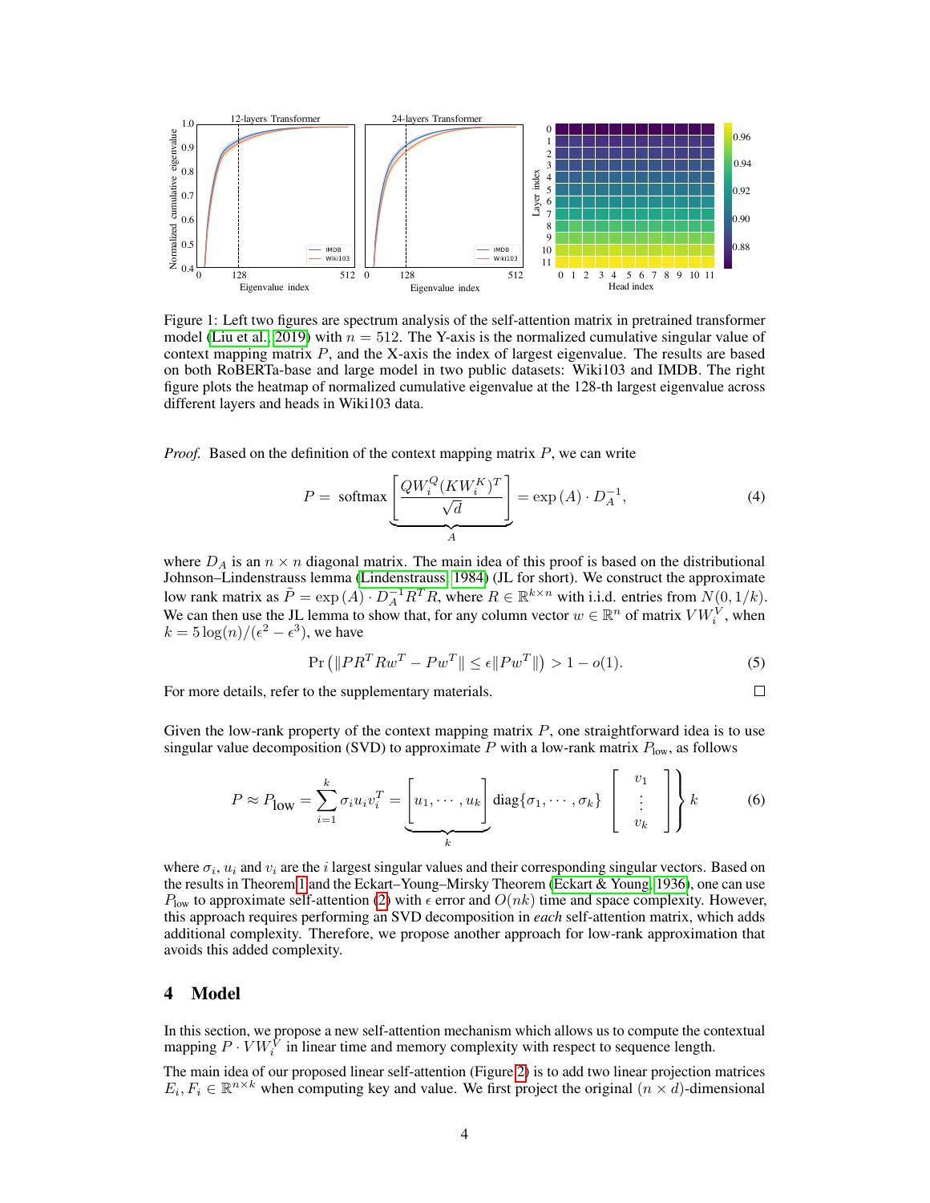Figure 1: Left two figures are spectrum analysis of the self-attention matrix in pretrained transformer model (Liu et al., 2019) with $n = 512$. The Y-axis is the normalized cumulative singular value of context mapping matrix $P$, and the X-axis the index of largest eigenvalue. The results are based on both RoBERTa-base and large model in two public datasets: Wiki103 and IMDB. The right figure plots the heatmap of normalized cumulative eigenvalue at the 128-th largest eigenvalue across different layers and heads in Wiki103 data.

*Proof.* Based on the definition of the context mapping matrix $P$, we can write

$$P = \text{ softmax} \underbrace{\left[ \frac{QW_i^Q (KW_i^K)^T}{\sqrt{d}} \right]}_{A} = \exp{(A)} \cdot D_A^{-1}, \tag{4}$$

where $D_A$ is an $n \times n$ diagonal matrix. The main idea of this proof is based on the distributional Johnson–Lindenstrauss lemma (Lindenstrauss, 1984) (JL for short). We construct the approximate low rank matrix as $\tilde{P} = \exp{(A)} \cdot D_A^{-1} R^T R$, where $R \in \mathbb{R}^{k \times n}$ with i.i.d. entries from $N(0, 1/k)$. We can then use the JL lemma to show that, for any column vector $w \in \mathbb{R}^n$ of matrix $VW_i^V$, when $k = 5\log(n)/(\epsilon^2 - \epsilon^3)$, we have

$$\Pr\left( \|PR^T Rw^T - Pw^T\| \leq \epsilon \|Pw^T\| \right) > 1 - o(1). \tag{5}$$

For more details, refer to the supplementary materials. $\square$

Given the low-rank property of the context mapping matrix $P$, one straightforward idea is to use singular value decomposition (SVD) to approximate $P$ with a low-rank matrix $P_{\text{low}}$, as follows

$$P \approx P_{\text{low}} = \sum_{i=1}^{k} \sigma_i u_i v_i^T = \underbrace{\begin{bmatrix} u_1, \cdots, u_k \end{bmatrix}}_{k} \text{diag}\{\sigma_1, \cdots, \sigma_k\} \left. \begin{bmatrix} v_1 \\ \vdots \\ v_k \end{bmatrix} \right\} k \tag{6}$$

where $\sigma_i$, $u_i$ and $v_i$ are the $i$ largest singular values and their corresponding singular vectors. Based on the results in Theorem 1 and the Eckart–Young–Mirsky Theorem (Eckart & Young, 1936), one can use $P_{\text{low}}$ to approximate self-attention (2) with $\epsilon$ error and $O(nk)$ time and space complexity. However, this approach requires performing an SVD decomposition in *each* self-attention matrix, which adds additional complexity. Therefore, we propose another approach for low-rank approximation that avoids this added complexity.

## 4 Model

In this section, we propose a new self-attention mechanism which allows us to compute the contextual mapping $P \cdot VW_i^V$ in linear time and memory complexity with respect to sequence length.

The main idea of our proposed linear self-attention (Figure 2) is to add two linear projection matrices $E_i, F_i \in \mathbb{R}^{n \times k}$ when computing key and value. We first project the original $(n \times d)$-dimensional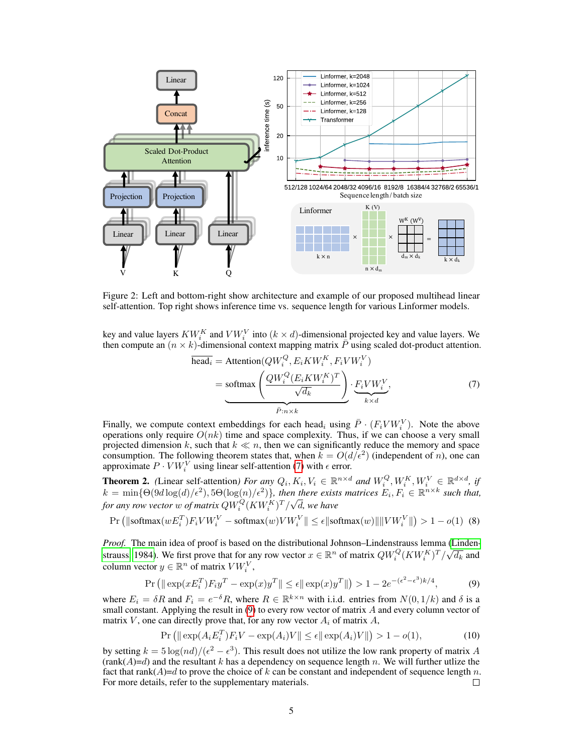Figure 2: Left and bottom-right show architecture and example of our proposed multihead linear self-attention. Top right shows inference time vs. sequence length for various Linformer models.

key and value layers $KW_i^K$ and $VW_i^V$ into $(k \times d)$-dimensional projected key and value layers. We then compute an $(n \times k)$-dimensional context mapping matrix $\bar{P}$ using scaled dot-product attention.

$$
\begin{aligned}
\overline{\text{head}_i} &= \text{Attention}(QW_i^Q, E_iKW_i^K, F_iVW_i^V) \\
&= \underbrace{\text{softmax}\left(\frac{QW_i^Q(E_iKW_i^K)^T}{\sqrt{d_k}}\right)}_{\bar{P}:n\times k} \cdot \underbrace{F_iVW_i^V}_{k\times d},
\end{aligned} \tag{7}
$$

Finally, we compute context embeddings for each $\text{head}_i$ using $\bar{P} \cdot (F_iVW_i^V)$. Note the above operations only require $O(nk)$ time and space complexity. Thus, if we can choose a very small projected dimension $k$, such that $k \ll n$, then we can significantly reduce the memory and space consumption. The following theorem states that, when $k = O(d/\epsilon^2)$ (independent of $n$), one can approximate $P \cdot VW_i^V$ using linear self-attention (7) with $\epsilon$ error.

**Theorem 2.** *(Linear self-attention) For any $Q_i, K_i, V_i \in \mathbb{R}^{n\times d}$ and $W_i^Q, W_i^K, W_i^V \in \mathbb{R}^{d\times d}$, if $k = \min\{\Theta(9d\log(d)/\epsilon^2), 5\Theta(\log(n)/\epsilon^2)\}$, then there exists matrices $E_i, F_i \in \mathbb{R}^{n\times k}$ such that, for any row vector $w$ of matrix $QW_i^Q(KW_i^K)^T/\sqrt{d}$, we have*

$$
\Pr\left(\|\text{softmax}(wE_i^T)F_iVW_i^V - \text{softmax}(w)VW_i^V\| \le \epsilon\|\text{softmax}(w)\|\|VW_i^V\|\right) > 1 - o(1) \tag{8}
$$

*Proof.* The main idea of proof is based on the distributional Johnson–Lindenstrauss lemma (Lindenstrauss, 1984). We first prove that for any row vector $x \in \mathbb{R}^n$ of matrix $QW_i^Q(KW_i^K)^T/\sqrt{d_k}$ and column vector $y \in \mathbb{R}^n$ of matrix $VW_i^V$,

$$
\Pr\left(\|\exp(xE_i^T)F_iy^T - \exp(x)y^T\| \le \epsilon\|\exp(x)y^T\|\right) > 1 - 2e^{-(\epsilon^2-\epsilon^3)k/4}, \tag{9}
$$

where $E_i = \delta R$ and $F_i = e^{-\delta}R$, where $R \in \mathbb{R}^{k\times n}$ with i.i.d. entries from $N(0, 1/k)$ and $\delta$ is a small constant. Applying the result in (9) to every row vector of matrix $A$ and every column vector of matrix $V$, one can directly prove that, for any row vector $A_i$ of matrix $A$,

$$
\Pr\left(\|\exp(A_iE_i^T)F_iV - \exp(A_i)V\| \le \epsilon\|\exp(A_i)V\|\right) > 1 - o(1), \tag{10}
$$

by setting $k = 5\log(nd)/(\epsilon^2 - \epsilon^3)$. This result does not utilize the low rank property of matrix $A$ (rank($A$)=$d$) and the resultant $k$ has a dependency on sequence length $n$. We will further utlize the fact that rank($A$)=$d$ to prove the choice of $k$ can be constant and independent of sequence length $n$. For more details, refer to the supplementary materials. □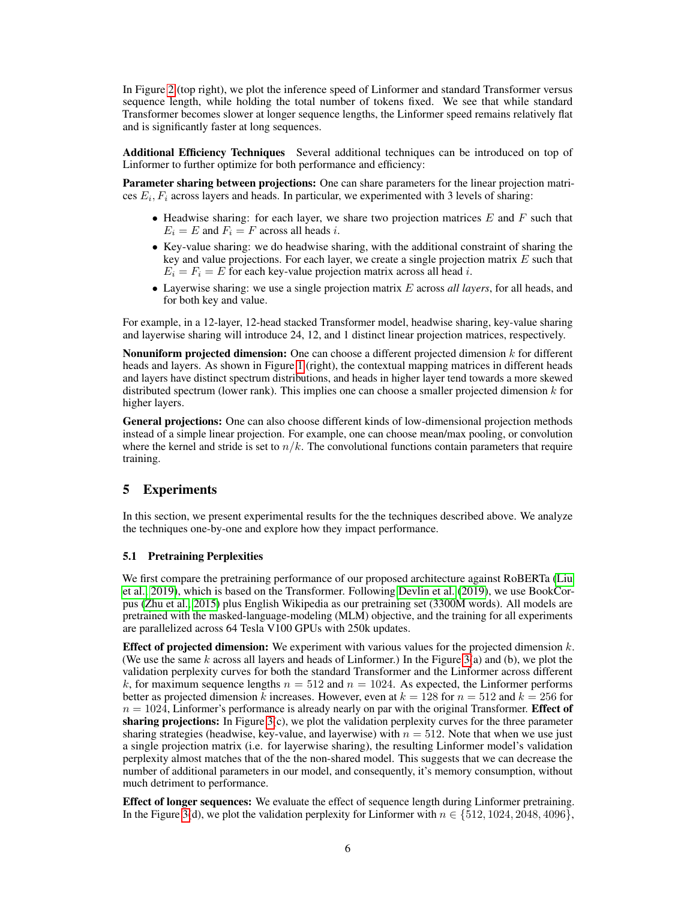In Figure 2 (top right), we plot the inference speed of Linformer and standard Transformer versus sequence length, while holding the total number of tokens fixed. We see that while standard Transformer becomes slower at longer sequence lengths, the Linformer speed remains relatively flat and is significantly faster at long sequences.

**Additional Efficiency Techniques** Several additional techniques can be introduced on top of Linformer to further optimize for both performance and efficiency:

**Parameter sharing between projections:** One can share parameters for the linear projection matrices $E_i, F_i$ across layers and heads. In particular, we experimented with 3 levels of sharing:

- Headwise sharing: for each layer, we share two projection matrices $E$ and $F$ such that $E_i = E$ and $F_i = F$ across all heads $i$.
- Key-value sharing: we do headwise sharing, with the additional constraint of sharing the key and value projections. For each layer, we create a single projection matrix $E$ such that $E_i = F_i = E$ for each key-value projection matrix across all head $i$.
- Layerwise sharing: we use a single projection matrix $E$ across *all layers*, for all heads, and for both key and value.

For example, in a 12-layer, 12-head stacked Transformer model, headwise sharing, key-value sharing and layerwise sharing will introduce 24, 12, and 1 distinct linear projection matrices, respectively.

**Nonuniform projected dimension:** One can choose a different projected dimension $k$ for different heads and layers. As shown in Figure 1 (right), the contextual mapping matrices in different heads and layers have distinct spectrum distributions, and heads in higher layer tend towards a more skewed distributed spectrum (lower rank). This implies one can choose a smaller projected dimension $k$ for higher layers.

**General projections:** One can also choose different kinds of low-dimensional projection methods instead of a simple linear projection. For example, one can choose mean/max pooling, or convolution where the kernel and stride is set to $n/k$. The convolutional functions contain parameters that require training.

## 5 Experiments

In this section, we present experimental results for the the techniques described above. We analyze the techniques one-by-one and explore how they impact performance.

### 5.1 Pretraining Perplexities

We first compare the pretraining performance of our proposed architecture against RoBERTa (Liu et al., 2019), which is based on the Transformer. Following Devlin et al. (2019), we use BookCorpus (Zhu et al., 2015) plus English Wikipedia as our pretraining set (3300M words). All models are pretrained with the masked-language-modeling (MLM) objective, and the training for all experiments are parallelized across 64 Tesla V100 GPUs with 250k updates.

**Effect of projected dimension:** We experiment with various values for the projected dimension $k$. (We use the same $k$ across all layers and heads of Linformer.) In the Figure 3(a) and (b), we plot the validation perplexity curves for both the standard Transformer and the Linformer across different $k$, for maximum sequence lengths $n = 512$ and $n = 1024$. As expected, the Linformer performs better as projected dimension $k$ increases. However, even at $k = 128$ for $n = 512$ and $k = 256$ for $n = 1024$, Linformer's performance is already nearly on par with the original Transformer. **Effect of sharing projections:** In Figure 3(c), we plot the validation perplexity curves for the three parameter sharing strategies (headwise, key-value, and layerwise) with $n = 512$. Note that when we use just a single projection matrix (i.e. for layerwise sharing), the resulting Linformer model's validation perplexity almost matches that of the the non-shared model. This suggests that we can decrease the number of additional parameters in our model, and consequently, it's memory consumption, without much detriment to performance.

**Effect of longer sequences:** We evaluate the effect of sequence length during Linformer pretraining. In the Figure 3(d), we plot the validation perplexity for Linformer with $n \in \{512, 1024, 2048, 4096\}$,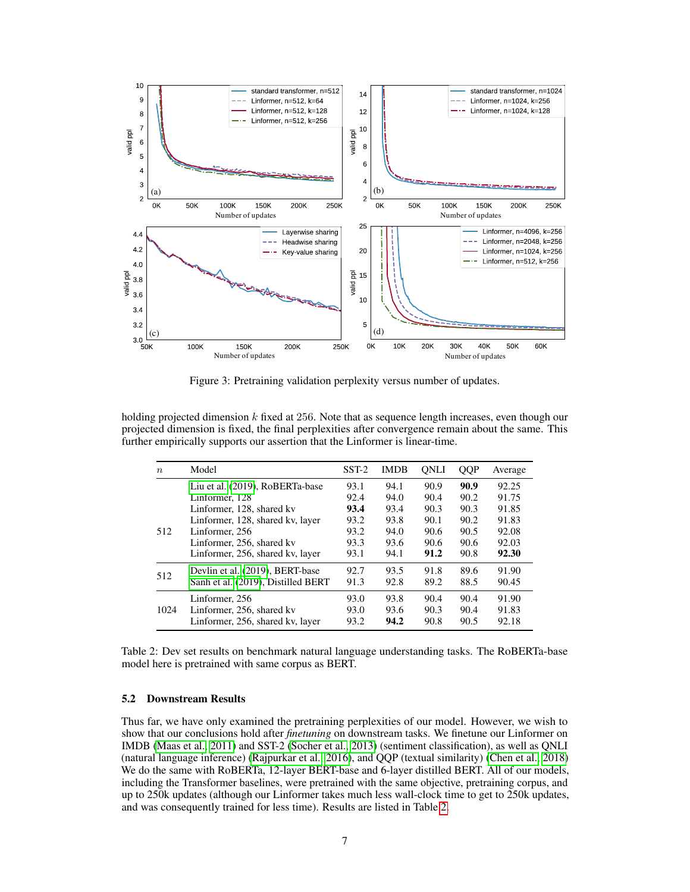Figure 3: Pretraining validation perplexity versus number of updates.

holding projected dimension $k$ fixed at 256. Note that as sequence length increases, even though our projected dimension is fixed, the final perplexities after convergence remain about the same. This further empirically supports our assertion that the Linformer is linear-time.

| $n$ | Model | SST-2 | IMDB | QNLI | QQP | Average |
|---|---|---|---|---|---|---|
| 512 | Liu et al. (2019), RoBERTa-base | 93.1 | 94.1 | 90.9 | **90.9** | 92.25 |
| | Linformer, 128 | 92.4 | 94.0 | 90.4 | 90.2 | 91.75 |
| | Linformer, 128, shared kv | **93.4** | 93.4 | 90.3 | 90.3 | 91.85 |
| | Linformer, 128, shared kv, layer | 93.2 | 93.8 | 90.1 | 90.2 | 91.83 |
| | Linformer, 256 | 93.2 | 94.0 | 90.6 | 90.5 | 92.08 |
| | Linformer, 256, shared kv | 93.3 | 93.6 | 90.6 | 90.6 | 92.03 |
| | Linformer, 256, shared kv, layer | 93.1 | 94.1 | **91.2** | 90.8 | **92.30** |
| 512 | Devlin et al. (2019), BERT-base | 92.7 | 93.5 | 91.8 | 89.6 | 91.90 |
| | Sanh et al. (2019), Distilled BERT | 91.3 | 92.8 | 89.2 | 88.5 | 90.45 |
| 1024 | Linformer, 256 | 93.0 | 93.8 | 90.4 | 90.4 | 91.90 |
| | Linformer, 256, shared kv | 93.0 | 93.6 | 90.3 | 90.4 | 91.83 |
| | Linformer, 256, shared kv, layer | 93.2 | **94.2** | 90.8 | 90.5 | 92.18 |

Table 2: Dev set results on benchmark natural language understanding tasks. The RoBERTa-base model here is pretrained with same corpus as BERT.

### 5.2 Downstream Results

Thus far, we have only examined the pretraining perplexities of our model. However, we wish to show that our conclusions hold after *finetuning* on downstream tasks. We finetune our Linformer on IMDB (Maas et al., 2011) and SST-2 (Socher et al., 2013) (sentiment classification), as well as QNLI (natural language inference) (Rajpurkar et al., 2016), and QQP (textual similarity) (Chen et al., 2018) We do the same with RoBERTa, 12-layer BERT-base and 6-layer distilled BERT. All of our models, including the Transformer baselines, were pretrained with the same objective, pretraining corpus, and up to 250k updates (although our Linformer takes much less wall-clock time to get to 250k updates, and was consequently trained for less time). Results are listed in Table 2.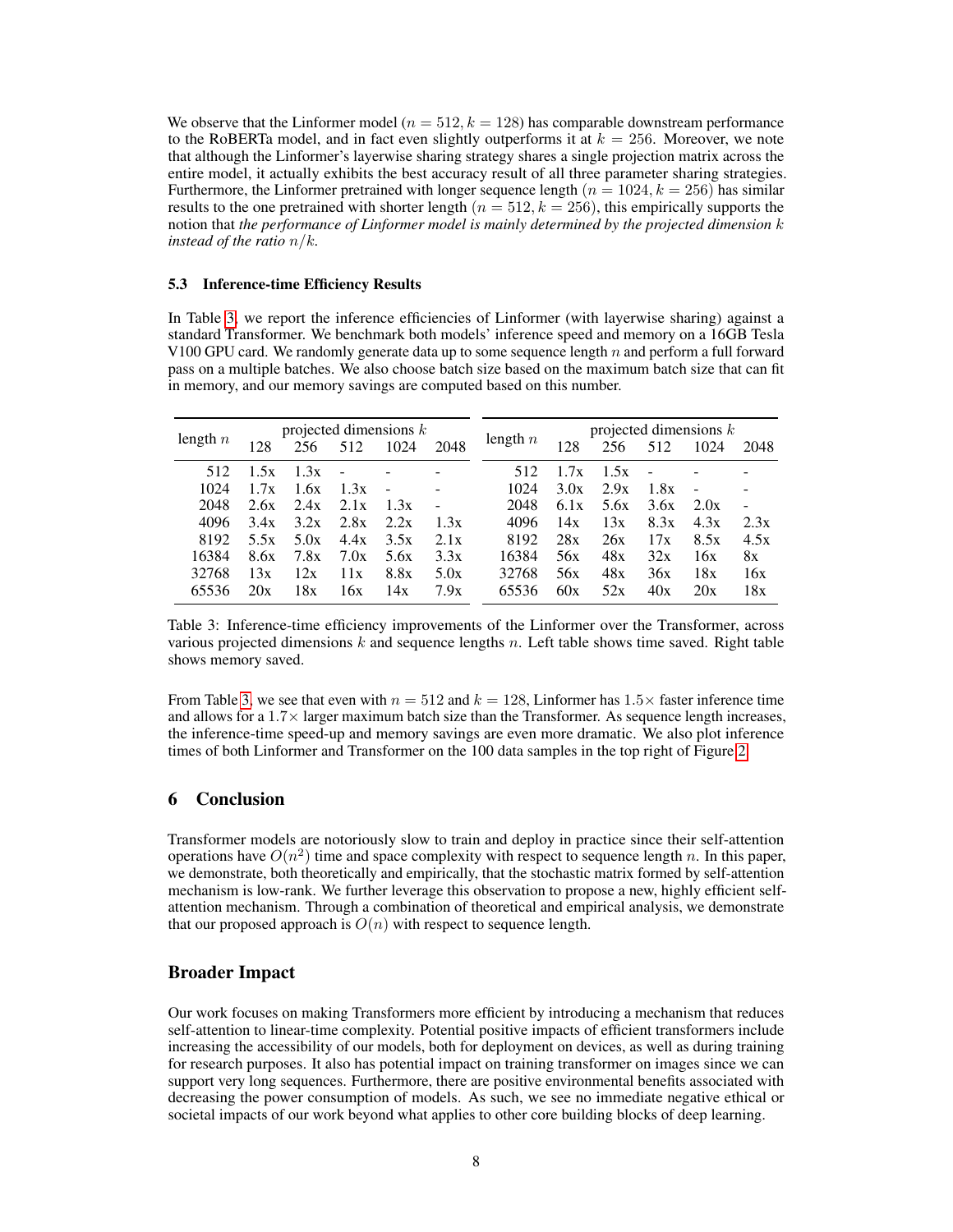We observe that the Linformer model ($n = 512, k = 128$) has comparable downstream performance to the RoBERTa model, and in fact even slightly outperforms it at $k = 256$. Moreover, we note that although the Linformer's layerwise sharing strategy shares a single projection matrix across the entire model, it actually exhibits the best accuracy result of all three parameter sharing strategies. Furthermore, the Linformer pretrained with longer sequence length ($n = 1024, k = 256$) has similar results to the one pretrained with shorter length ($n = 512, k = 256$), this empirically supports the notion that *the performance of Linformer model is mainly determined by the projected dimension $k$ instead of the ratio $n/k$.*

### 5.3 Inference-time Efficiency Results

In Table 3, we report the inference efficiencies of Linformer (with layerwise sharing) against a standard Transformer. We benchmark both models' inference speed and memory on a 16GB Tesla V100 GPU card. We randomly generate data up to some sequence length $n$ and perform a full forward pass on a multiple batches. We also choose batch size based on the maximum batch size that can fit in memory, and our memory savings are computed based on this number.

| length $n$ | projected dimensions $k$ | | | | |
|---|---|---|---|---|---|
| | 128 | 256 | 512 | 1024 | 2048 |
| 512 | 1.5x | 1.3x | - | - | - |
| 1024 | 1.7x | 1.6x | 1.3x | - | - |
| 2048 | 2.6x | 2.4x | 2.1x | 1.3x | - |
| 4096 | 3.4x | 3.2x | 2.8x | 2.2x | 1.3x |
| 8192 | 5.5x | 5.0x | 4.4x | 3.5x | 2.1x |
| 16384 | 8.6x | 7.8x | 7.0x | 5.6x | 3.3x |
| 32768 | 13x | 12x | 11x | 8.8x | 5.0x |
| 65536 | 20x | 18x | 16x | 14x | 7.9x |

| length $n$ | projected dimensions $k$ | | | | |
|---|---|---|---|---|---|
| | 128 | 256 | 512 | 1024 | 2048 |
| 512 | 1.7x | 1.5x | - | - | - |
| 1024 | 3.0x | 2.9x | 1.8x | - | - |
| 2048 | 6.1x | 5.6x | 3.6x | 2.0x | - |
| 4096 | 14x | 13x | 8.3x | 4.3x | 2.3x |
| 8192 | 28x | 26x | 17x | 8.5x | 4.5x |
| 16384 | 56x | 48x | 32x | 16x | 8x |
| 32768 | 56x | 48x | 36x | 18x | 16x |
| 65536 | 60x | 52x | 40x | 20x | 18x |

Table 3: Inference-time efficiency improvements of the Linformer over the Transformer, across various projected dimensions $k$ and sequence lengths $n$. Left table shows time saved. Right table shows memory saved.

From Table 3, we see that even with $n = 512$ and $k = 128$, Linformer has $1.5\times$ faster inference time and allows for a $1.7\times$ larger maximum batch size than the Transformer. As sequence length increases, the inference-time speed-up and memory savings are even more dramatic. We also plot inference times of both Linformer and Transformer on the 100 data samples in the top right of Figure 2.

## 6 Conclusion

Transformer models are notoriously slow to train and deploy in practice since their self-attention operations have $O(n^2)$ time and space complexity with respect to sequence length $n$. In this paper, we demonstrate, both theoretically and empirically, that the stochastic matrix formed by self-attention mechanism is low-rank. We further leverage this observation to propose a new, highly efficient self-attention mechanism. Through a combination of theoretical and empirical analysis, we demonstrate that our proposed approach is $O(n)$ with respect to sequence length.

## Broader Impact

Our work focuses on making Transformers more efficient by introducing a mechanism that reduces self-attention to linear-time complexity. Potential positive impacts of efficient transformers include increasing the accessibility of our models, both for deployment on devices, as well as during training for research purposes. It also has potential impact on training transformer on images since we can support very long sequences. Furthermore, there are positive environmental benefits associated with decreasing the power consumption of models. As such, we see no immediate negative ethical or societal impacts of our work beyond what applies to other core building blocks of deep learning.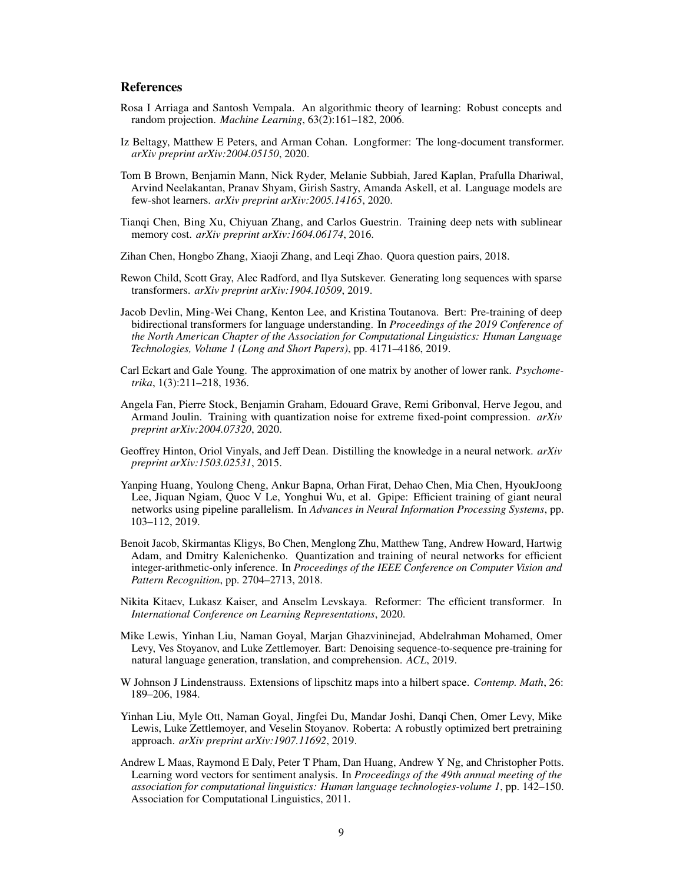## References

Rosa I Arriaga and Santosh Vempala. An algorithmic theory of learning: Robust concepts and random projection. *Machine Learning*, 63(2):161–182, 2006.

Iz Beltagy, Matthew E Peters, and Arman Cohan. Longformer: The long-document transformer. *arXiv preprint arXiv:2004.05150*, 2020.

Tom B Brown, Benjamin Mann, Nick Ryder, Melanie Subbiah, Jared Kaplan, Prafulla Dhariwal, Arvind Neelakantan, Pranav Shyam, Girish Sastry, Amanda Askell, et al. Language models are few-shot learners. *arXiv preprint arXiv:2005.14165*, 2020.

Tianqi Chen, Bing Xu, Chiyuan Zhang, and Carlos Guestrin. Training deep nets with sublinear memory cost. *arXiv preprint arXiv:1604.06174*, 2016.

Zihan Chen, Hongbo Zhang, Xiaoji Zhang, and Leqi Zhao. Quora question pairs, 2018.

Rewon Child, Scott Gray, Alec Radford, and Ilya Sutskever. Generating long sequences with sparse transformers. *arXiv preprint arXiv:1904.10509*, 2019.

Jacob Devlin, Ming-Wei Chang, Kenton Lee, and Kristina Toutanova. Bert: Pre-training of deep bidirectional transformers for language understanding. In *Proceedings of the 2019 Conference of the North American Chapter of the Association for Computational Linguistics: Human Language Technologies, Volume 1 (Long and Short Papers)*, pp. 4171–4186, 2019.

Carl Eckart and Gale Young. The approximation of one matrix by another of lower rank. *Psychometrika*, 1(3):211–218, 1936.

Angela Fan, Pierre Stock, Benjamin Graham, Edouard Grave, Remi Gribonval, Herve Jegou, and Armand Joulin. Training with quantization noise for extreme fixed-point compression. *arXiv preprint arXiv:2004.07320*, 2020.

Geoffrey Hinton, Oriol Vinyals, and Jeff Dean. Distilling the knowledge in a neural network. *arXiv preprint arXiv:1503.02531*, 2015.

Yanping Huang, Youlong Cheng, Ankur Bapna, Orhan Firat, Dehao Chen, Mia Chen, HyoukJoong Lee, Jiquan Ngiam, Quoc V Le, Yonghui Wu, et al. Gpipe: Efficient training of giant neural networks using pipeline parallelism. In *Advances in Neural Information Processing Systems*, pp. 103–112, 2019.

Benoit Jacob, Skirmantas Kligys, Bo Chen, Menglong Zhu, Matthew Tang, Andrew Howard, Hartwig Adam, and Dmitry Kalenichenko. Quantization and training of neural networks for efficient integer-arithmetic-only inference. In *Proceedings of the IEEE Conference on Computer Vision and Pattern Recognition*, pp. 2704–2713, 2018.

Nikita Kitaev, Lukasz Kaiser, and Anselm Levskaya. Reformer: The efficient transformer. In *International Conference on Learning Representations*, 2020.

Mike Lewis, Yinhan Liu, Naman Goyal, Marjan Ghazvininejad, Abdelrahman Mohamed, Omer Levy, Ves Stoyanov, and Luke Zettlemoyer. Bart: Denoising sequence-to-sequence pre-training for natural language generation, translation, and comprehension. *ACL*, 2019.

W Johnson J Lindenstrauss. Extensions of lipschitz maps into a hilbert space. *Contemp. Math*, 26: 189–206, 1984.

Yinhan Liu, Myle Ott, Naman Goyal, Jingfei Du, Mandar Joshi, Danqi Chen, Omer Levy, Mike Lewis, Luke Zettlemoyer, and Veselin Stoyanov. Roberta: A robustly optimized bert pretraining approach. *arXiv preprint arXiv:1907.11692*, 2019.

Andrew L Maas, Raymond E Daly, Peter T Pham, Dan Huang, Andrew Y Ng, and Christopher Potts. Learning word vectors for sentiment analysis. In *Proceedings of the 49th annual meeting of the association for computational linguistics: Human language technologies-volume 1*, pp. 142–150. Association for Computational Linguistics, 2011.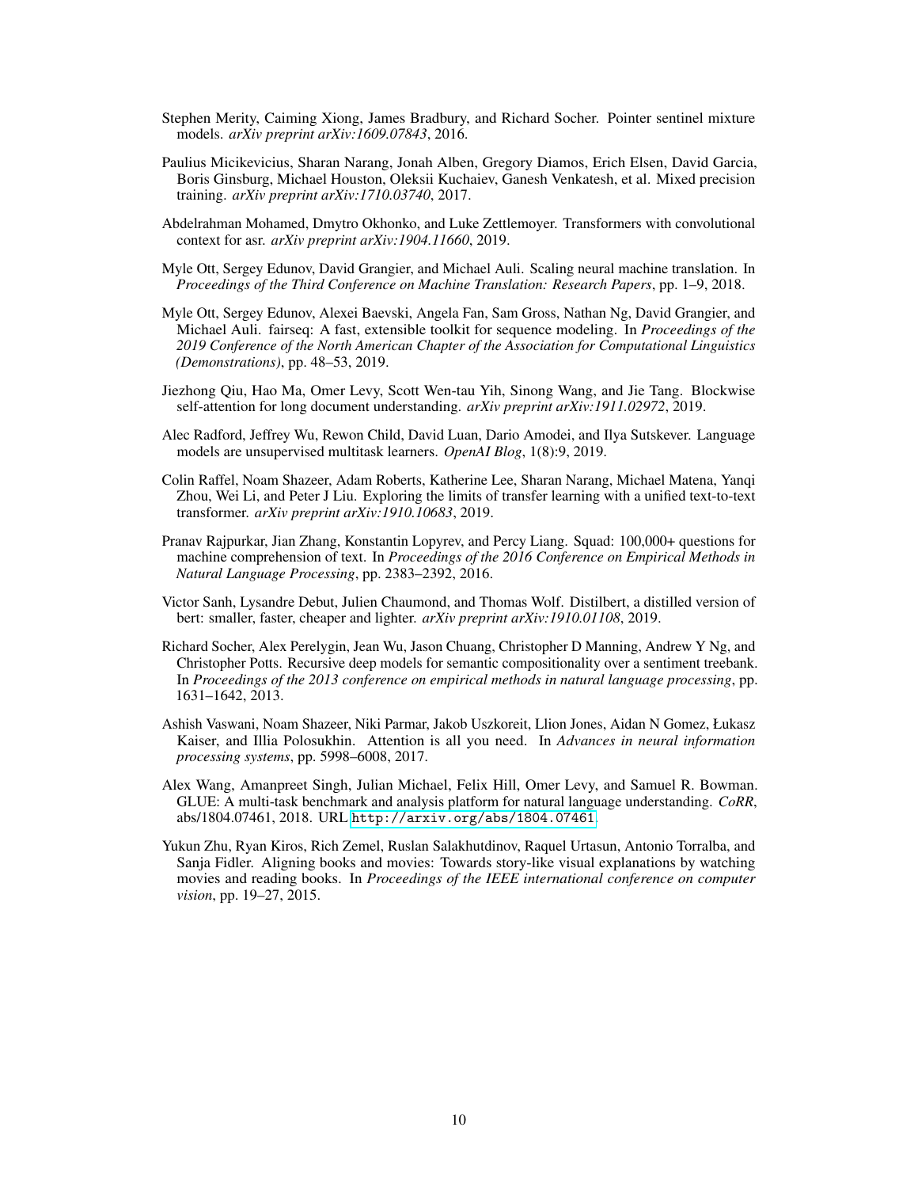Stephen Merity, Caiming Xiong, James Bradbury, and Richard Socher. Pointer sentinel mixture models. *arXiv preprint arXiv:1609.07843*, 2016.

Paulius Micikevicius, Sharan Narang, Jonah Alben, Gregory Diamos, Erich Elsen, David Garcia, Boris Ginsburg, Michael Houston, Oleksii Kuchaiev, Ganesh Venkatesh, et al. Mixed precision training. *arXiv preprint arXiv:1710.03740*, 2017.

Abdelrahman Mohamed, Dmytro Okhonko, and Luke Zettlemoyer. Transformers with convolutional context for asr. *arXiv preprint arXiv:1904.11660*, 2019.

Myle Ott, Sergey Edunov, David Grangier, and Michael Auli. Scaling neural machine translation. In *Proceedings of the Third Conference on Machine Translation: Research Papers*, pp. 1–9, 2018.

Myle Ott, Sergey Edunov, Alexei Baevski, Angela Fan, Sam Gross, Nathan Ng, David Grangier, and Michael Auli. fairseq: A fast, extensible toolkit for sequence modeling. In *Proceedings of the 2019 Conference of the North American Chapter of the Association for Computational Linguistics (Demonstrations)*, pp. 48–53, 2019.

Jiezhong Qiu, Hao Ma, Omer Levy, Scott Wen-tau Yih, Sinong Wang, and Jie Tang. Blockwise self-attention for long document understanding. *arXiv preprint arXiv:1911.02972*, 2019.

Alec Radford, Jeffrey Wu, Rewon Child, David Luan, Dario Amodei, and Ilya Sutskever. Language models are unsupervised multitask learners. *OpenAI Blog*, 1(8):9, 2019.

Colin Raffel, Noam Shazeer, Adam Roberts, Katherine Lee, Sharan Narang, Michael Matena, Yanqi Zhou, Wei Li, and Peter J Liu. Exploring the limits of transfer learning with a unified text-to-text transformer. *arXiv preprint arXiv:1910.10683*, 2019.

Pranav Rajpurkar, Jian Zhang, Konstantin Lopyrev, and Percy Liang. Squad: 100,000+ questions for machine comprehension of text. In *Proceedings of the 2016 Conference on Empirical Methods in Natural Language Processing*, pp. 2383–2392, 2016.

Victor Sanh, Lysandre Debut, Julien Chaumond, and Thomas Wolf. Distilbert, a distilled version of bert: smaller, faster, cheaper and lighter. *arXiv preprint arXiv:1910.01108*, 2019.

Richard Socher, Alex Perelygin, Jean Wu, Jason Chuang, Christopher D Manning, Andrew Y Ng, and Christopher Potts. Recursive deep models for semantic compositionality over a sentiment treebank. In *Proceedings of the 2013 conference on empirical methods in natural language processing*, pp. 1631–1642, 2013.

Ashish Vaswani, Noam Shazeer, Niki Parmar, Jakob Uszkoreit, Llion Jones, Aidan N Gomez, Łukasz Kaiser, and Illia Polosukhin. Attention is all you need. In *Advances in neural information processing systems*, pp. 5998–6008, 2017.

Alex Wang, Amanpreet Singh, Julian Michael, Felix Hill, Omer Levy, and Samuel R. Bowman. GLUE: A multi-task benchmark and analysis platform for natural language understanding. *CoRR*, abs/1804.07461, 2018. URL `http://arxiv.org/abs/1804.07461`.

Yukun Zhu, Ryan Kiros, Rich Zemel, Ruslan Salakhutdinov, Raquel Urtasun, Antonio Torralba, and Sanja Fidler. Aligning books and movies: Towards story-like visual explanations by watching movies and reading books. In *Proceedings of the IEEE international conference on computer vision*, pp. 19–27, 2015.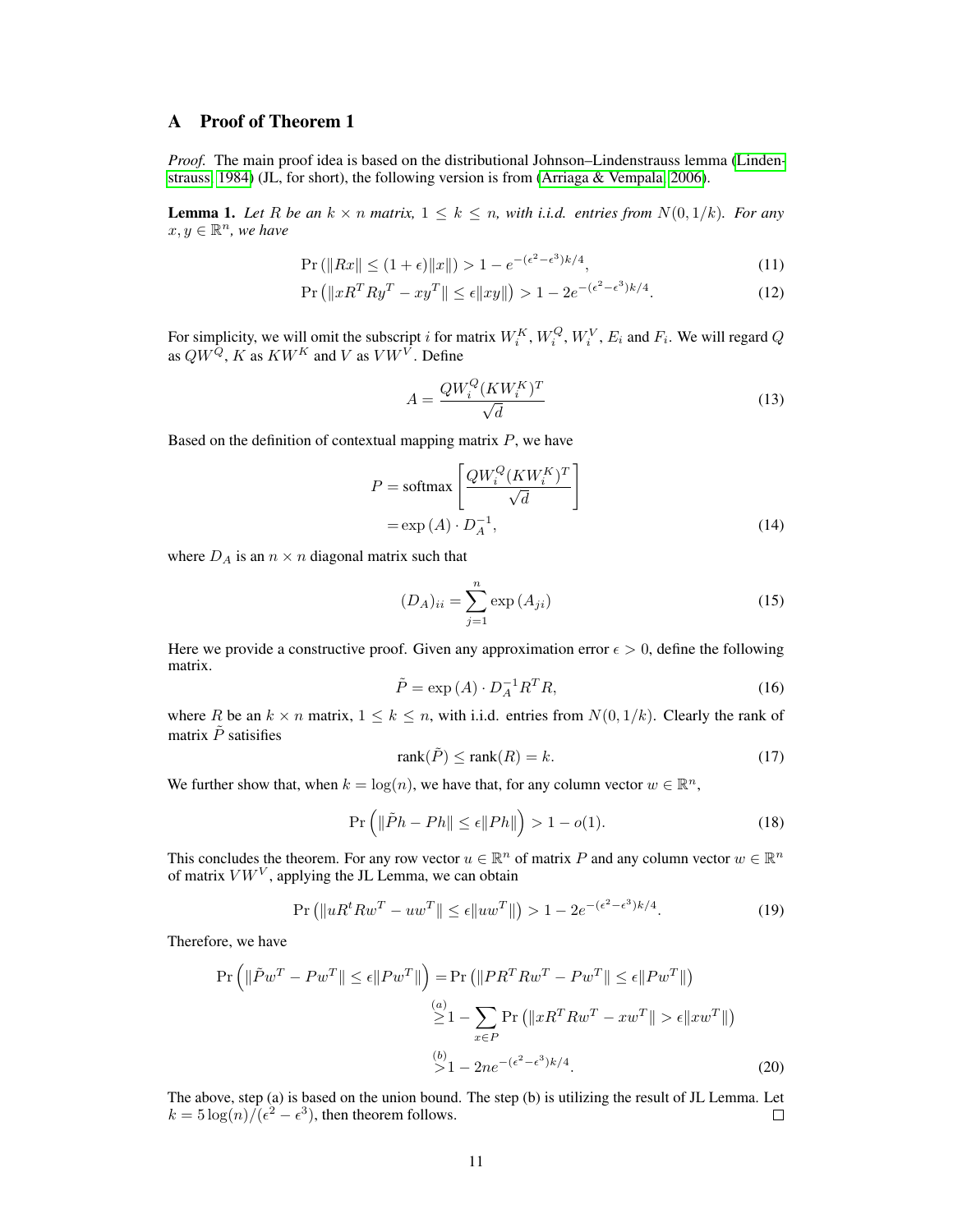# A Proof of Theorem 1

*Proof.* The main proof idea is based on the distributional Johnson–Lindenstrauss lemma (Lindenstrauss, 1984) (JL, for short), the following version is from (Arriaga & Vempala, 2006).

**Lemma 1.** *Let $R$ be an $k \times n$ matrix, $1 \leq k \leq n$, with i.i.d. entries from $N(0, 1/k)$. For any $x, y \in \mathbb{R}^n$, we have*

$$\Pr\left(\|Rx\| \leq (1+\epsilon)\|x\|\right) > 1 - e^{-(\epsilon^2 - \epsilon^3)k/4}, \tag{11}$$

$$\Pr\left(\|xR^T Ry^T - xy^T\| \leq \epsilon\|xy\|\right) > 1 - 2e^{-(\epsilon^2 - \epsilon^3)k/4}. \tag{12}$$

For simplicity, we will omit the subscript $i$ for matrix $W_i^K$, $W_i^Q$, $W_i^V$, $E_i$ and $F_i$. We will regard $Q$ as $QW^Q$, $K$ as $KW^K$ and $V$ as $VW^V$. Define

$$A = \frac{QW_i^Q (KW_i^K)^T}{\sqrt{d}} \tag{13}$$

Based on the definition of contextual mapping matrix $P$, we have

$$\begin{aligned} P &= \text{softmax}\left[\frac{QW_i^Q (KW_i^K)^T}{\sqrt{d}}\right] \\ &= \exp\left(A\right) \cdot D_A^{-1}, \end{aligned} \tag{14}$$

where $D_A$ is an $n \times n$ diagonal matrix such that

$$(D_A)_{ii} = \sum_{j=1}^{n} \exp\left(A_{ji}\right) \tag{15}$$

Here we provide a constructive proof. Given any approximation error $\epsilon > 0$, define the following matrix.

$$\tilde{P} = \exp\left(A\right) \cdot D_A^{-1} R^T R, \tag{16}$$

where $R$ be an $k \times n$ matrix, $1 \leq k \leq n$, with i.i.d. entries from $N(0, 1/k)$. Clearly the rank of matrix $\tilde{P}$ satisifies

$$\text{rank}(\tilde{P}) \leq \text{rank}(R) = k. \tag{17}$$

We further show that, when $k = \log(n)$, we have that, for any column vector $w \in \mathbb{R}^n$,

$$\Pr\left(\|\tilde{P}h - Ph\| \leq \epsilon\|Ph\|\right) > 1 - o(1). \tag{18}$$

This concludes the theorem. For any row vector $u \in \mathbb{R}^n$ of matrix $P$ and any column vector $w \in \mathbb{R}^n$ of matrix $VW^V$, applying the JL Lemma, we can obtain

$$\Pr\left(\|uR^t Rw^T - uw^T\| \leq \epsilon\|uw^T\|\right) > 1 - 2e^{-(\epsilon^2 - \epsilon^3)k/4}. \tag{19}$$

Therefore, we have

$$\begin{aligned} \Pr\left(\|\tilde{P}w^T - Pw^T\| \leq \epsilon\|Pw^T\|\right) &= \Pr\left(\|PR^T Rw^T - Pw^T\| \leq \epsilon\|Pw^T\|\right) \\ &\overset{(a)}{\geq} 1 - \sum_{x \in P} \Pr\left(\|xR^T Rw^T - xw^T\| > \epsilon\|xw^T\|\right) \\ &\overset{(b)}{>} 1 - 2ne^{-(\epsilon^2 - \epsilon^3)k/4}. \end{aligned} \tag{20}$$

The above, step (a) is based on the union bound. The step (b) is utilizing the result of JL Lemma. Let $k = 5\log(n)/(\epsilon^2 - \epsilon^3)$, then theorem follows. ◻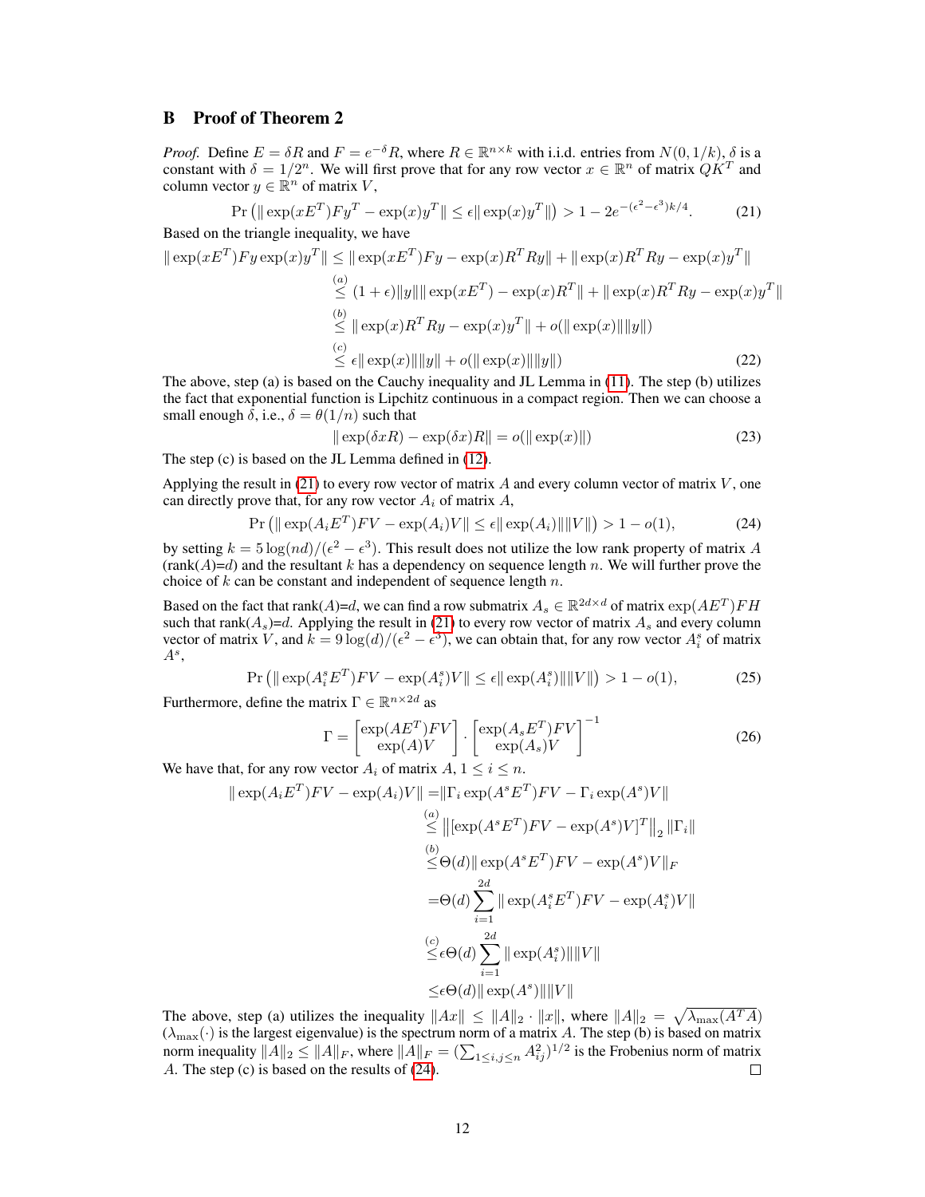## B Proof of Theorem 2

*Proof.* Define $E = \delta R$ and $F = e^{-\delta} R$, where $R \in \mathbb{R}^{n \times k}$ with i.i.d. entries from $N(0, 1/k)$, $\delta$ is a constant with $\delta = 1/2^n$. We will first prove that for any row vector $x \in \mathbb{R}^n$ of matrix $QK^T$ and column vector $y \in \mathbb{R}^n$ of matrix $V$,

$$\Pr\left(\|\exp(xE^T)Fy^T - \exp(x)y^T\| \le \epsilon \|\exp(x)y^T\|\right) > 1 - 2e^{-(\epsilon^2 - \epsilon^3)k/4}. \tag{21}$$

Based on the triangle inequality, we have

$$\begin{aligned}
\|\exp(xE^T)Fy\exp(x)y^T\| &\le \|\exp(xE^T)Fy - \exp(x)R^TRy\| + \|\exp(x)R^TRy - \exp(x)y^T\| \\
&\overset{(a)}{\le} (1+\epsilon)\|y\|\|\exp(xE^T) - \exp(x)R^T\| + \|\exp(x)R^TRy - \exp(x)y^T\| \\
&\overset{(b)}{\le} \|\exp(x)R^TRy - \exp(x)y^T\| + o(\|\exp(x)\|\|y\|) \\
&\overset{(c)}{\le} \epsilon\|\exp(x)\|\|y\| + o(\|\exp(x)\|\|y\|)
\end{aligned} \tag{22}$$

The above, step (a) is based on the Cauchy inequality and JL Lemma in (11). The step (b) utilizes the fact that exponential function is Lipchitz continuous in a compact region. Then we can choose a small enough $\delta$, i.e., $\delta = \theta(1/n)$ such that

$$\|\exp(\delta x R) - \exp(\delta x)R\| = o(\|\exp(x)\|) \tag{23}$$

The step (c) is based on the JL Lemma defined in (12).

Applying the result in (21) to every row vector of matrix $A$ and every column vector of matrix $V$, one can directly prove that, for any row vector $A_i$ of matrix $A$,

$$\Pr\left(\|\exp(A_iE^T)FV - \exp(A_i)V\| \le \epsilon\|\exp(A_i)\|\|V\|\right) > 1 - o(1), \tag{24}$$

by setting $k = 5\log(nd)/(\epsilon^2 - \epsilon^3)$. This result does not utilize the low rank property of matrix $A$ (rank($A$)=$d$) and the resultant $k$ has a dependency on sequence length $n$. We will further prove the choice of $k$ can be constant and independent of sequence length $n$.

Based on the fact that rank($A$)=$d$, we can find a row submatrix $A_s \in \mathbb{R}^{2d \times d}$ of matrix $\exp(AE^T)FH$ such that rank($A_s$)=$d$. Applying the result in (21) to every row vector of matrix $A_s$ and every column vector of matrix $V$, and $k = 9\log(d)/(\epsilon^2 - \epsilon^3)$, we can obtain that, for any row vector $A_i^s$ of matrix $A^s$,

$$\Pr\left(\|\exp(A_i^sE^T)FV - \exp(A_i^s)V\| \le \epsilon\|\exp(A_i^s)\|\|V\|\right) > 1 - o(1), \tag{25}$$

Furthermore, define the matrix $\Gamma \in \mathbb{R}^{n \times 2d}$ as

$$\Gamma = \begin{bmatrix} \exp(AE^T)FV \\ \exp(A)V \end{bmatrix} \cdot \begin{bmatrix} \exp(A_sE^T)FV \\ \exp(A_s)V \end{bmatrix}^{-1} \tag{26}$$

We have that, for any row vector $A_i$ of matrix $A$, $1 \le i \le n$.

$$\begin{aligned}
\|\exp(A_iE^T)FV - \exp(A_i)V\| &= \|\Gamma_i\exp(A^sE^T)FV - \Gamma_i\exp(A^s)V\| \\
&\overset{(a)}{\le} \left\|[\exp(A^sE^T)FV - \exp(A^s)V]^T\right\|_2 \|\Gamma_i\| \\
&\overset{(b)}{\le} \Theta(d)\|\exp(A^sE^T)FV - \exp(A^s)V\|_F \\
&= \Theta(d)\sum_{i=1}^{2d}\|\exp(A_i^sE^T)FV - \exp(A_i^s)V\| \\
&\overset{(c)}{\le} \epsilon\Theta(d)\sum_{i=1}^{2d}\|\exp(A_i^s)\|\|V\| \\
&\le \epsilon\Theta(d)\|\exp(A^s)\|\|V\|
\end{aligned}$$

The above, step (a) utilizes the inequality $\|Ax\| \le \|A\|_2 \cdot \|x\|$, where $\|A\|_2 = \sqrt{\lambda_{\max}(A^TA)}$ ($\lambda_{\max}(\cdot)$ is the largest eigenvalue) is the spectrum norm of a matrix $A$. The step (b) is based on matrix norm inequality $\|A\|_2 \le \|A\|_F$, where $\|A\|_F = (\sum_{1 \le i,j \le n} A_{ij}^2)^{1/2}$ is the Frobenius norm of matrix $A$. The step (c) is based on the results of (24). $\square$